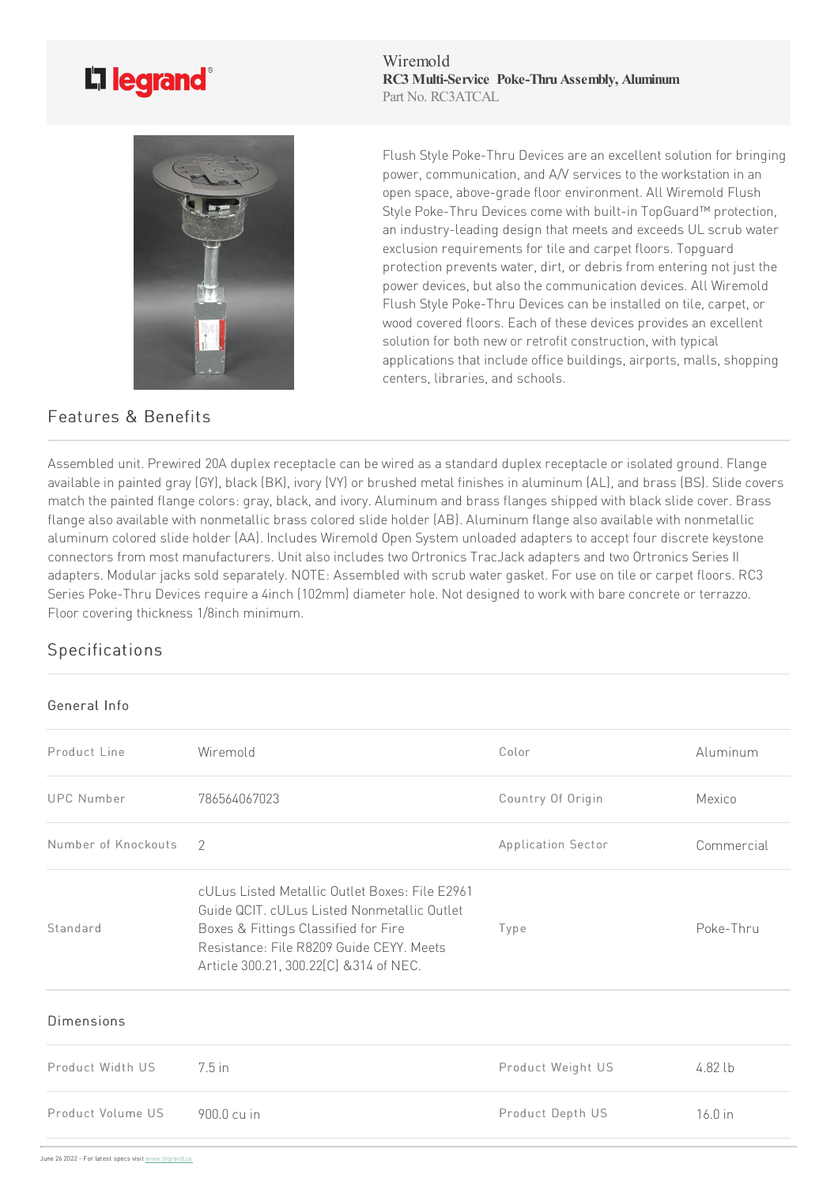Wiremold
**RC3 Multi-Service Poke-Thru Assembly, Aluminum**
Part No. RC3ATCAL

Flush Style Poke-Thru Devices are an excellent solution for bringing power, communication, and A/V services to the workstation in an open space, above-grade floor environment. All Wiremold Flush Style Poke-Thru Devices come with built-in TopGuard™ protection, an industry-leading design that meets and exceeds UL scrub water exclusion requirements for tile and carpet floors. Topguard protection prevents water, dirt, or debris from entering not just the power devices, but also the communication devices. All Wiremold Flush Style Poke-Thru Devices can be installed on tile, carpet, or wood covered floors. Each of these devices provides an excellent solution for both new or retrofit construction, with typical applications that include office buildings, airports, malls, shopping centers, libraries, and schools.

## Features & Benefits

Assembled unit. Prewired 20A duplex receptacle can be wired as a standard duplex receptacle or isolated ground. Flange available in painted gray (GY), black (BK), ivory (VY) or brushed metal finishes in aluminum (AL), and brass (BS). Slide covers match the painted flange colors: gray, black, and ivory. Aluminum and brass flanges shipped with black slide cover. Brass flange also available with nonmetallic brass colored slide holder (AB). Aluminum flange also available with nonmetallic aluminum colored slide holder (AA). Includes Wiremold Open System unloaded adapters to accept four discrete keystone connectors from most manufacturers. Unit also includes two Ortronics TracJack adapters and two Ortronics Series II adapters. Modular jacks sold separately. NOTE: Assembled with scrub water gasket. For use on tile or carpet floors. RC3 Series Poke-Thru Devices require a 4inch (102mm) diameter hole. Not designed to work with bare concrete or terrazzo. Floor covering thickness 1/8inch minimum.

## Specifications

### General Info

| | | | |
|---|---|---|---|
| Product Line | Wiremold | Color | Aluminum |
| UPC Number | 786564067023 | Country Of Origin | Mexico |
| Number of Knockouts | 2 | Application Sector | Commercial |
| Standard | cULus Listed Metallic Outlet Boxes: File E2961 Guide QCIT. cULus Listed Nonmetallic Outlet Boxes & Fittings Classified for Fire Resistance: File R8209 Guide CEYY. Meets Article 300.21, 300.22(C) &314 of NEC. | Type | Poke-Thru |

### Dimensions

| | | | |
|---|---|---|---|
| Product Width US | 7.5 in | Product Weight US | 4.82 lb |
| Product Volume US | 900.0 cu in | Product Depth US | 16.0 in |

June 26 2022 - For latest specs visit www.legrand.us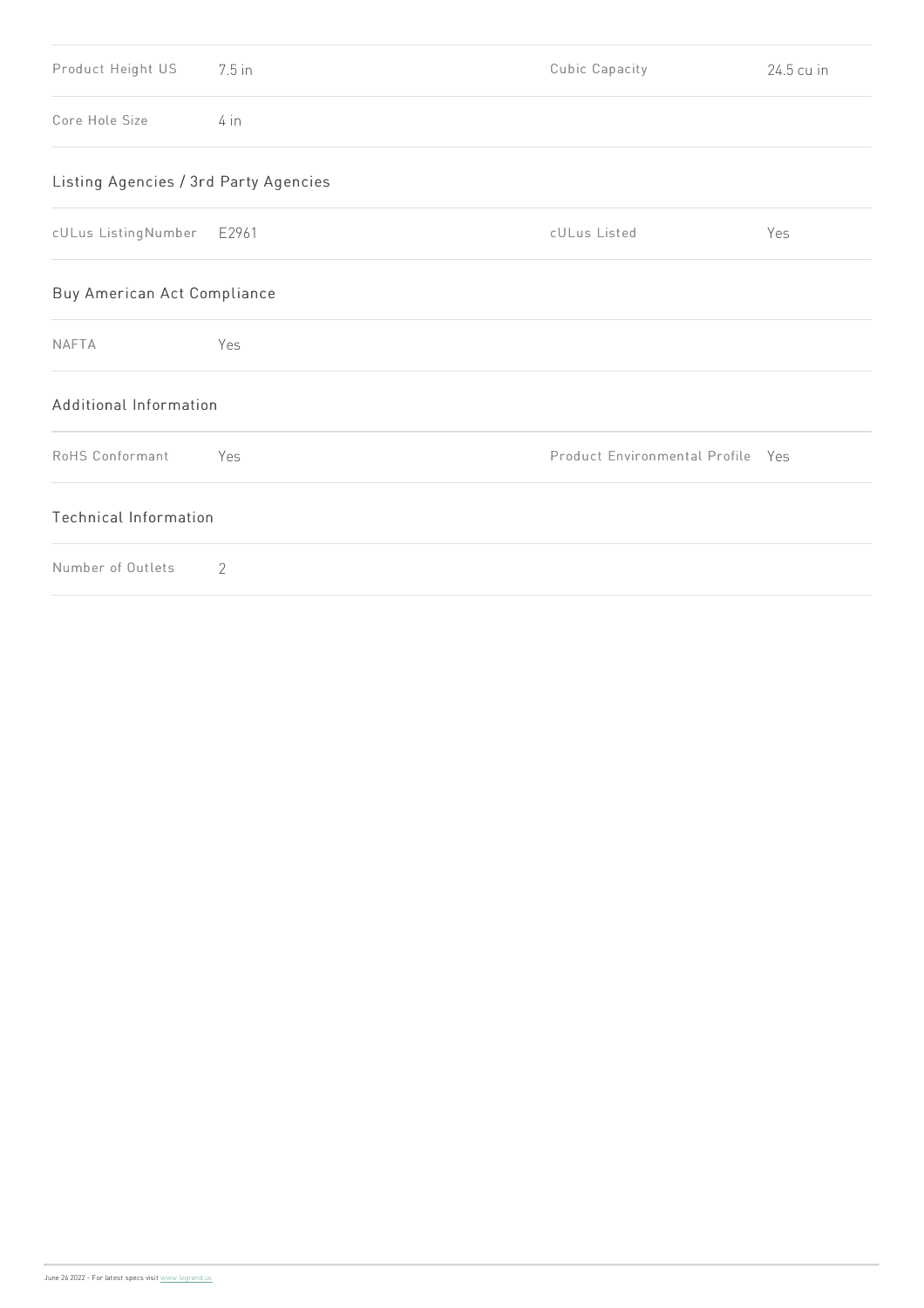| | | | |
|---|---|---|---|
| Product Height US | 7.5 in | Cubic Capacity | 24.5 cu in |
| Core Hole Size | 4 in | | |

## Listing Agencies / 3rd Party Agencies

| | | | |
|---|---|---|---|
| cULus ListingNumber | E2961 | cULus Listed | Yes |

## Buy American Act Compliance

| | |
|---|---|
| NAFTA | Yes |

## Additional Information

| | | | |
|---|---|---|---|
| RoHS Conformant | Yes | Product Environmental Profile | Yes |

## Technical Information

| | |
|---|---|
| Number of Outlets | 2 |

June 26 2022 - For latest specs visit www.legrand.us